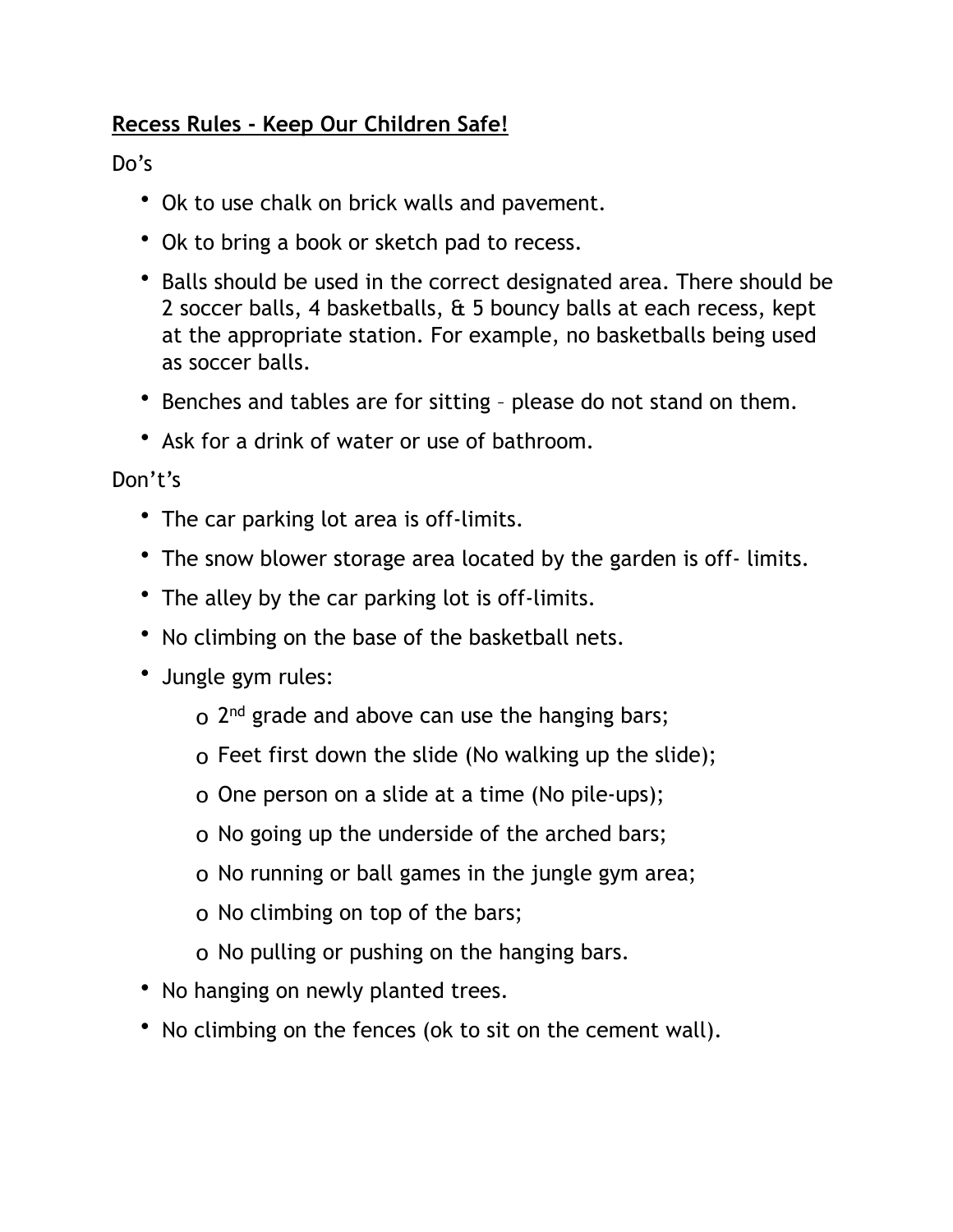**Recess Rules - Keep Our Children Safe!**

Do's

- Ok to use chalk on brick walls and pavement.
- Ok to bring a book or sketch pad to recess.
- Balls should be used in the correct designated area. There should be 2 soccer balls, 4 basketballs, & 5 bouncy balls at each recess, kept at the appropriate station. For example, no basketballs being used as soccer balls.
- Benches and tables are for sitting – please do not stand on them.
- Ask for a drink of water or use of bathroom.

Don't's

- The car parking lot area is off-limits.
- The snow blower storage area located by the garden is off- limits.
- The alley by the car parking lot is off-limits.
- No climbing on the base of the basketball nets.
- Jungle gym rules:
  - 2nd grade and above can use the hanging bars;
  - Feet first down the slide (No walking up the slide);
  - One person on a slide at a time (No pile-ups);
  - No going up the underside of the arched bars;
  - No running or ball games in the jungle gym area;
  - No climbing on top of the bars;
  - No pulling or pushing on the hanging bars.
- No hanging on newly planted trees.
- No climbing on the fences (ok to sit on the cement wall).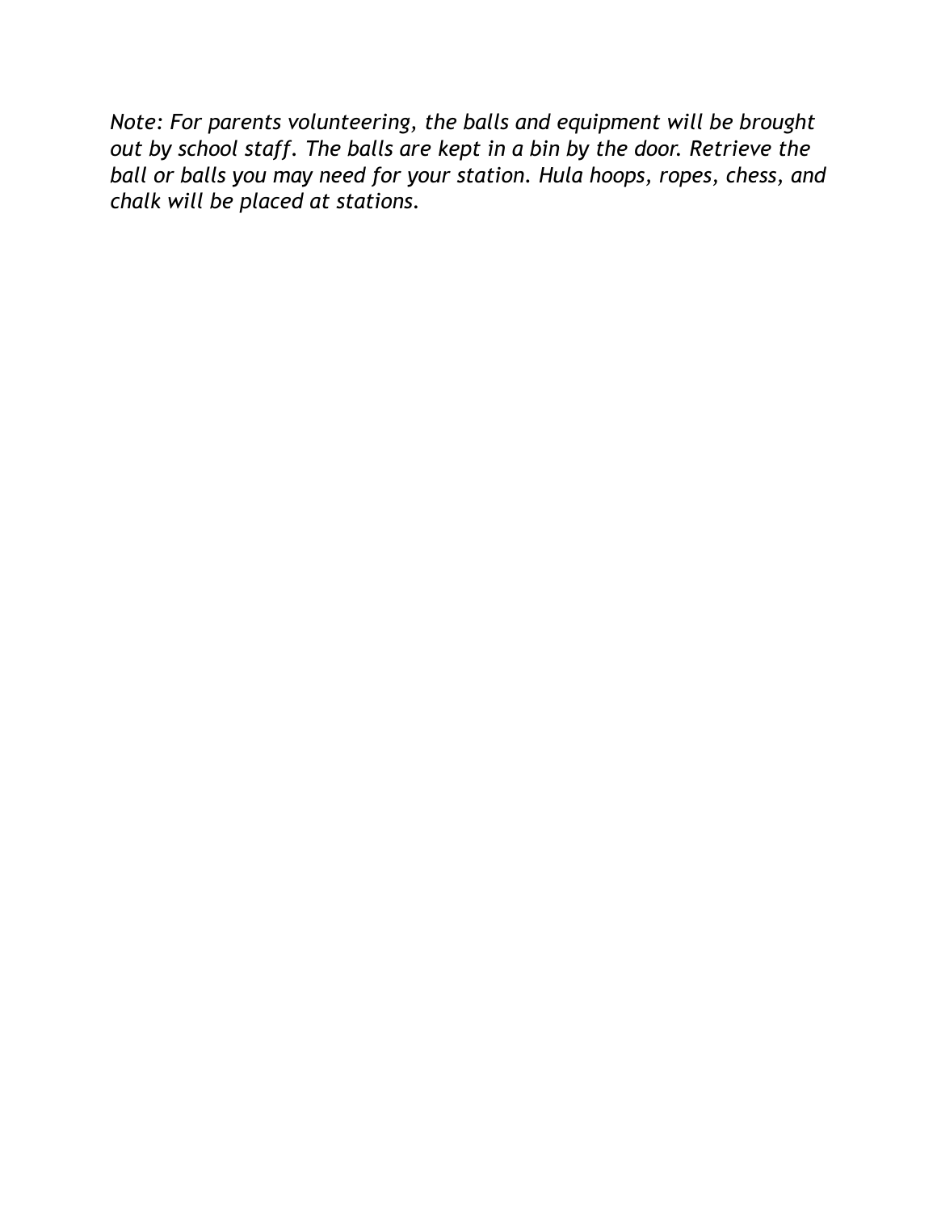*Note: For parents volunteering, the balls and equipment will be brought out by school staff. The balls are kept in a bin by the door. Retrieve the ball or balls you may need for your station. Hula hoops, ropes, chess, and chalk will be placed at stations.*